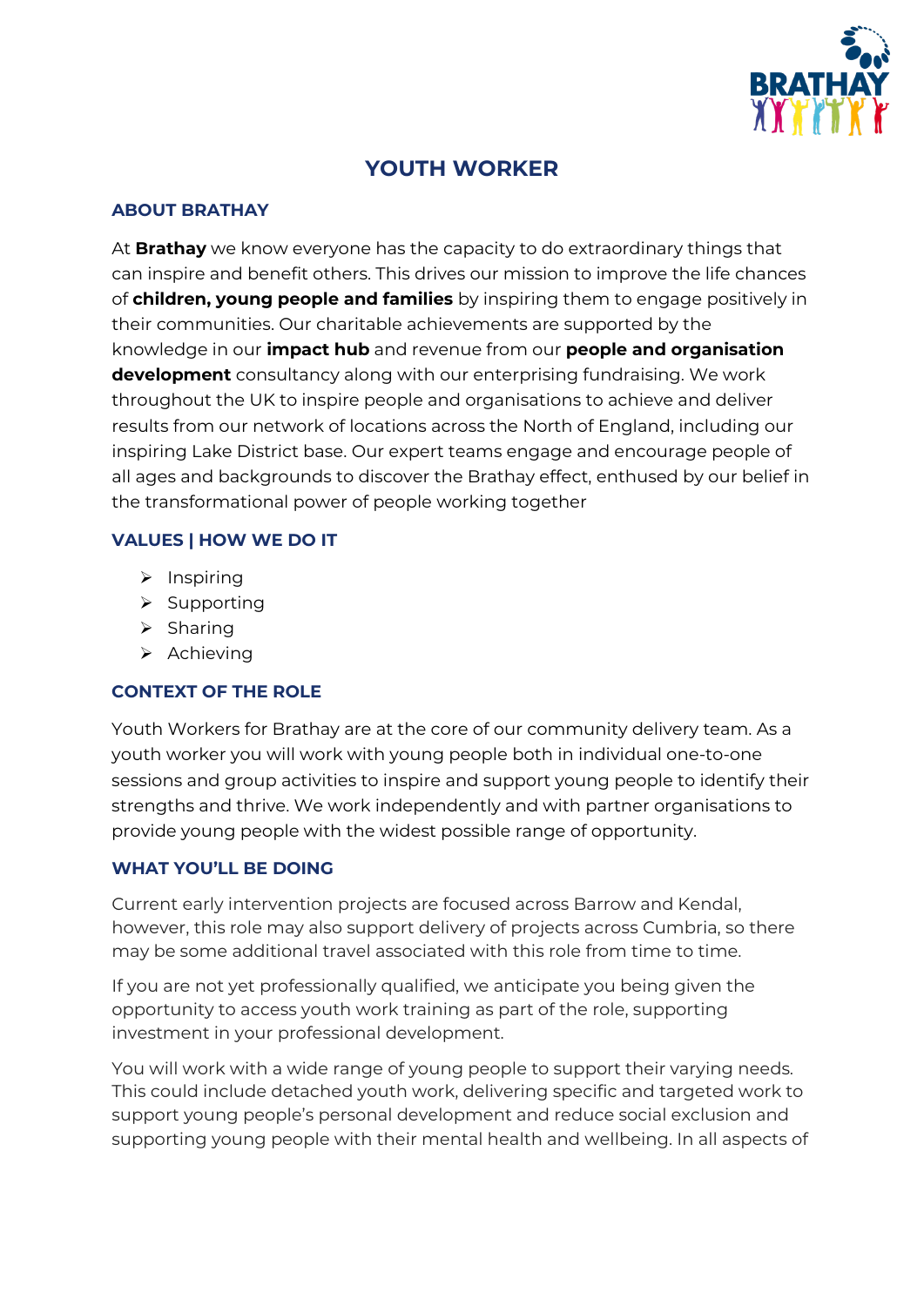# YOUTH WORKER

## ABOUT BRATHAY

At **Brathay** we know everyone has the capacity to do extraordinary things that can inspire and benefit others. This drives our mission to improve the life chances of **children, young people and families** by inspiring them to engage positively in their communities. Our charitable achievements are supported by the knowledge in our **impact hub** and revenue from our **people and organisation development** consultancy along with our enterprising fundraising. We work throughout the UK to inspire people and organisations to achieve and deliver results from our network of locations across the North of England, including our inspiring Lake District base. Our expert teams engage and encourage people of all ages and backgrounds to discover the Brathay effect, enthused by our belief in the transformational power of people working together

## VALUES | HOW WE DO IT

- Inspiring
- Supporting
- Sharing
- Achieving

## CONTEXT OF THE ROLE

Youth Workers for Brathay are at the core of our community delivery team. As a youth worker you will work with young people both in individual one-to-one sessions and group activities to inspire and support young people to identify their strengths and thrive. We work independently and with partner organisations to provide young people with the widest possible range of opportunity.

## WHAT YOU'LL BE DOING

Current early intervention projects are focused across Barrow and Kendal, however, this role may also support delivery of projects across Cumbria, so there may be some additional travel associated with this role from time to time.

If you are not yet professionally qualified, we anticipate you being given the opportunity to access youth work training as part of the role, supporting investment in your professional development.

You will work with a wide range of young people to support their varying needs. This could include detached youth work, delivering specific and targeted work to support young people's personal development and reduce social exclusion and supporting young people with their mental health and wellbeing. In all aspects of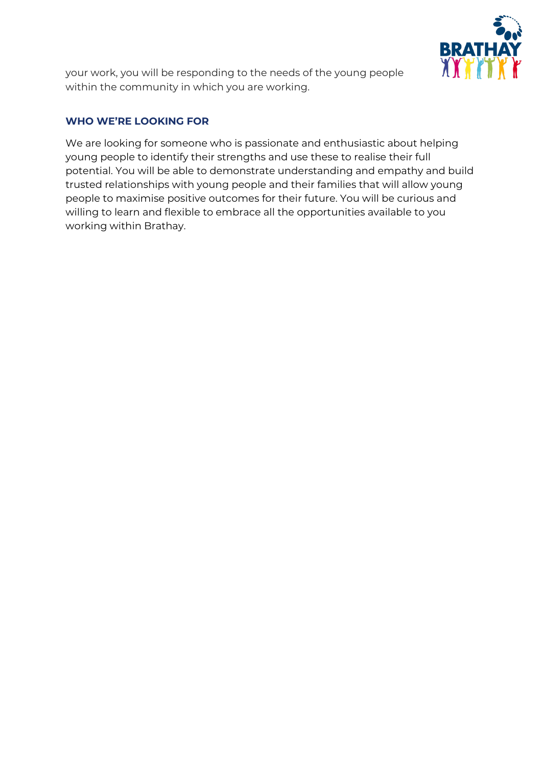your work, you will be responding to the needs of the young people within the community in which you are working.

## WHO WE'RE LOOKING FOR

We are looking for someone who is passionate and enthusiastic about helping young people to identify their strengths and use these to realise their full potential. You will be able to demonstrate understanding and empathy and build trusted relationships with young people and their families that will allow young people to maximise positive outcomes for their future. You will be curious and willing to learn and flexible to embrace all the opportunities available to you working within Brathay.